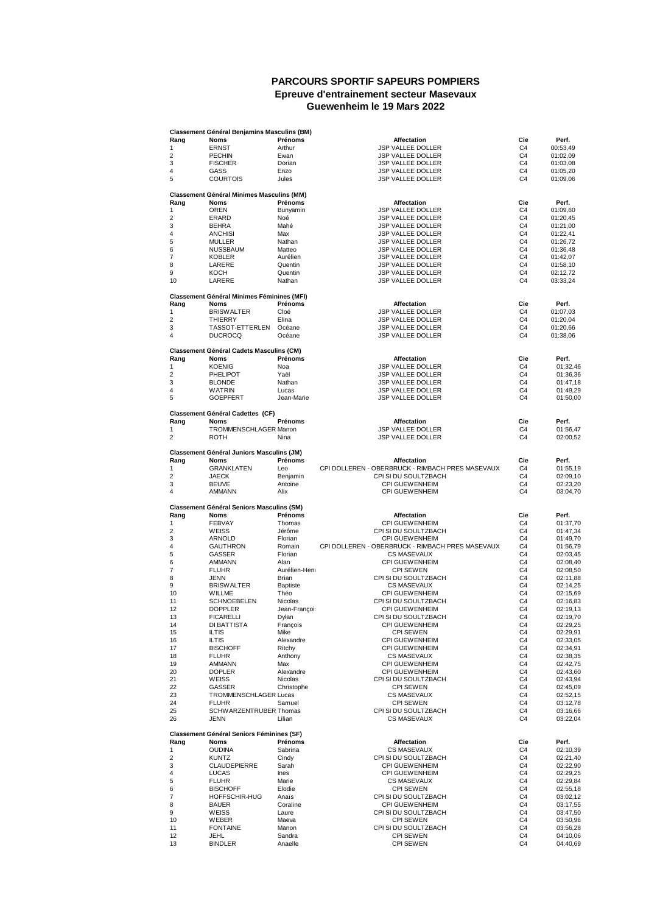# PARCOURS SPORTIF SAPEURS POMPIERS

## Epreuve d'entrainement secteur Masevaux

## Guewenheim le 19 Mars 2022

**Classement Général Benjamins Masculins (BM)**

| Rang | Noms | Prénoms | Affectation | Cie | Perf. |
|---|---|---|---|---|---|
| 1 | ERNST | Arthur | JSP VALLEE DOLLER | C4 | 00:53,49 |
| 2 | PECHIN | Ewan | JSP VALLEE DOLLER | C4 | 01:02,09 |
| 3 | FISCHER | Dorian | JSP VALLEE DOLLER | C4 | 01:03,08 |
| 4 | GASS | Enzo | JSP VALLEE DOLLER | C4 | 01:05,20 |
| 5 | COURTOIS | Jules | JSP VALLEE DOLLER | C4 | 01:09,06 |

**Classement Général Minimes Masculins (MM)**

| Rang | Noms | Prénoms | Affectation | Cie | Perf. |
|---|---|---|---|---|---|
| 1 | OREN | Bunyamin | JSP VALLEE DOLLER | C4 | 01:09,60 |
| 2 | ERARD | Noé | JSP VALLEE DOLLER | C4 | 01:20,45 |
| 3 | BEHRA | Mahé | JSP VALLEE DOLLER | C4 | 01:21,00 |
| 4 | ANCHISI | Max | JSP VALLEE DOLLER | C4 | 01:22,41 |
| 5 | MULLER | Nathan | JSP VALLEE DOLLER | C4 | 01:26,72 |
| 6 | NUSSBAUM | Matteo | JSP VALLEE DOLLER | C4 | 01:36,48 |
| 7 | KOBLER | Aurélien | JSP VALLEE DOLLER | C4 | 01:42,07 |
| 8 | LARERE | Quentin | JSP VALLEE DOLLER | C4 | 01:58,10 |
| 9 | KOCH | Quentin | JSP VALLEE DOLLER | C4 | 02:12,72 |
| 10 | LARERE | Nathan | JSP VALLEE DOLLER | C4 | 03:33,24 |

**Classement Général Minimes Féminines (MFI)**

| Rang | Noms | Prénoms | Affectation | Cie | Perf. |
|---|---|---|---|---|---|
| 1 | BRISWALTER | Cloé | JSP VALLEE DOLLER | C4 | 01:07,03 |
| 2 | THIERRY | Elina | JSP VALLEE DOLLER | C4 | 01:20,04 |
| 3 | TASSOT-ETTERLEN | Océane | JSP VALLEE DOLLER | C4 | 01:20,66 |
| 4 | DUCROCQ | Océane | JSP VALLEE DOLLER | C4 | 01:38,06 |

**Classement Général Cadets Masculins (CM)**

| Rang | Noms | Prénoms | Affectation | Cie | Perf. |
|---|---|---|---|---|---|
| 1 | KOENIG | Noa | JSP VALLEE DOLLER | C4 | 01:32,46 |
| 2 | PHELIPOT | Yaël | JSP VALLEE DOLLER | C4 | 01:36,36 |
| 3 | BLONDE | Nathan | JSP VALLEE DOLLER | C4 | 01:47,18 |
| 4 | WATRIN | Lucas | JSP VALLEE DOLLER | C4 | 01:49,29 |
| 5 | GOEPFERT | Jean-Marie | JSP VALLEE DOLLER | C4 | 01:50,00 |

**Classement Général Cadettes (CF)**

| Rang | Noms | Prénoms | Affectation | Cie | Perf. |
|---|---|---|---|---|---|
| 1 | TROMMENSCHLAGER | Manon | JSP VALLEE DOLLER | C4 | 01:56,47 |
| 2 | ROTH | Nina | JSP VALLEE DOLLER | C4 | 02:00,52 |

**Classement Général Juniors Masculins (JM)**

| Rang | Noms | Prénoms | Affectation | Cie | Perf. |
|---|---|---|---|---|---|
| 1 | GRANKLATEN | Leo | CPI DOLLEREN - OBERBRUCK - RIMBACH PRES MASEVAUX | C4 | 01:55,19 |
| 2 | JAECK | Benjamin | CPI SI DU SOULTZBACH | C4 | 02:09,10 |
| 3 | BEUVE | Antoine | CPI GUEWENHEIM | C4 | 02:23,20 |
| 4 | AMMANN | Alix | CPI GUEWENHEIM | C4 | 03:04,70 |

**Classement Général Seniors Masculins (SM)**

| Rang | Noms | Prénoms | Affectation | Cie | Perf. |
|---|---|---|---|---|---|
| 1 | FEBVAY | Thomas | CPI GUEWENHEIM | C4 | 01:37,70 |
| 2 | WEISS | Jérôme | CPI SI DU SOULTZBACH | C4 | 01:47,34 |
| 3 | ARNOLD | Florian | CPI GUEWENHEIM | C4 | 01:49,70 |
| 4 | GAUTHRON | Romain | CPI DOLLEREN - OBERBRUCK - RIMBACH PRES MASEVAUX | C4 | 01:56,79 |
| 5 | GASSER | Florian | CS MASEVAUX | C4 | 02:03,45 |
| 6 | AMMANN | Alan | CPI GUEWENHEIM | C4 | 02:08,40 |
| 7 | FLUHR | Aurélien-Henı | CPI SEWEN | C4 | 02:08,50 |
| 8 | JENN | Brian | CPI SI DU SOULTZBACH | C4 | 02:11,88 |
| 9 | BRISWALTER | Baptiste | CS MASEVAUX | C4 | 02:14,25 |
| 10 | WILLME | Théo | CPI GUEWENHEIM | C4 | 02:15,69 |
| 11 | SCHNOEBELEN | Nicolas | CPI SI DU SOULTZBACH | C4 | 02:16,83 |
| 12 | DOPPLER | Jean-Françoi | CPI GUEWENHEIM | C4 | 02:19,13 |
| 13 | FICARELLI | Dylan | CPI SI DU SOULTZBACH | C4 | 02:19,70 |
| 14 | DI BATTISTA | François | CPI GUEWENHEIM | C4 | 02:29,25 |
| 15 | ILTIS | Mike | CPI SEWEN | C4 | 02:29,91 |
| 16 | ILTIS | Alexandre | CPI GUEWENHEIM | C4 | 02:33,05 |
| 17 | BISCHOFF | Ritchy | CPI GUEWENHEIM | C4 | 02:34,91 |
| 18 | FLUHR | Anthony | CS MASEVAUX | C4 | 02:38,35 |
| 19 | AMMANN | Max | CPI GUEWENHEIM | C4 | 02:42,75 |
| 20 | DOPLER | Alexandre | CPI GUEWENHEIM | C4 | 02:43,60 |
| 21 | WEISS | Nicolas | CPI SI DU SOULTZBACH | C4 | 02:43,94 |
| 22 | GASSER | Christophe | CPI SEWEN | C4 | 02:45,09 |
| 23 | TROMMENSCHLAGER | Lucas | CS MASEVAUX | C4 | 02:52,15 |
| 24 | FLUHR | Samuel | CPI SEWEN | C4 | 03:12,78 |
| 25 | SCHWARZENTRUBER | Thomas | CPI SI DU SOULTZBACH | C4 | 03:16,66 |
| 26 | JENN | Lilian | CS MASEVAUX | C4 | 03:22,04 |

**Classement Général Seniors Féminines (SF)**

| Rang | Noms | Prénoms | Affectation | Cie | Perf. |
|---|---|---|---|---|---|
| 1 | OUDINA | Sabrina | CS MASEVAUX | C4 | 02:10,39 |
| 2 | KUNTZ | Cindy | CPI SI DU SOULTZBACH | C4 | 02:21,40 |
| 3 | CLAUDEPIERRE | Sarah | CPI GUEWENHEIM | C4 | 02:22,90 |
| 4 | LUCAS | Ines | CPI GUEWENHEIM | C4 | 02:29,25 |
| 5 | FLUHR | Marie | CS MASEVAUX | C4 | 02:29,84 |
| 6 | BISCHOFF | Elodie | CPI SEWEN | C4 | 02:55,18 |
| 7 | HOFFSCHIR-HUG | Anaïs | CPI SI DU SOULTZBACH | C4 | 03:02,12 |
| 8 | BAUER | Coraline | CPI GUEWENHEIM | C4 | 03:17,55 |
| 9 | WEISS | Laure | CPI SI DU SOULTZBACH | C4 | 03:47,50 |
| 10 | WEBER | Maeva | CPI SEWEN | C4 | 03:50,96 |
| 11 | FONTAINE | Manon | CPI SI DU SOULTZBACH | C4 | 03:56,28 |
| 12 | JEHL | Sandra | CPI SEWEN | C4 | 04:10,06 |
| 13 | BINDLER | Anaelle | CPI SEWEN | C4 | 04:40,69 |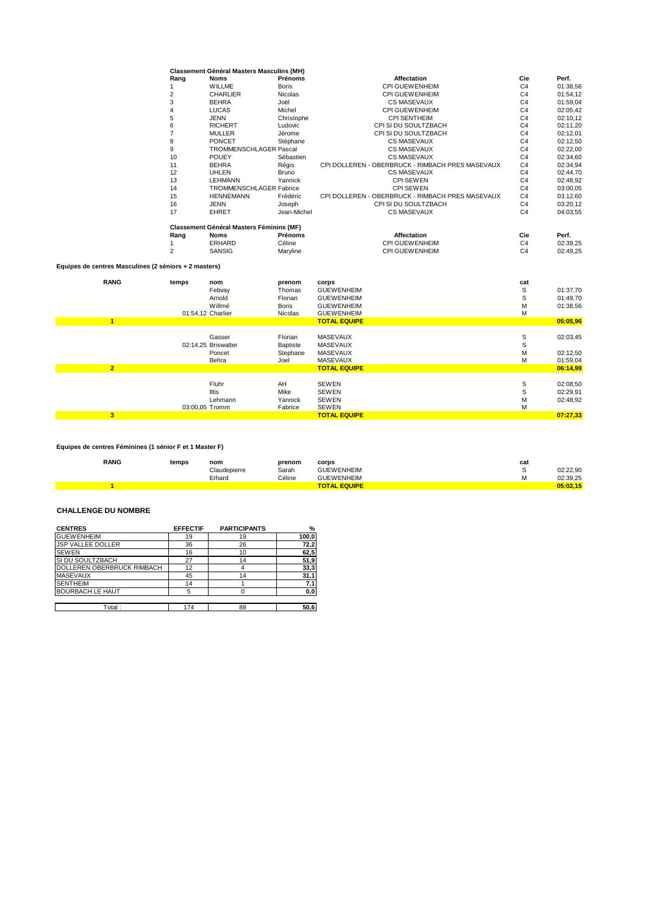### Classement Général Masters Masculins (MH)

| Rang | Noms | Prénoms | Affectation | Cie | Perf. |
|---|---|---|---|---|---|
| 1 | WILLME | Boris | CPI GUEWENHEIM | C4 | 01:38,56 |
| 2 | CHARLIER | Nicolas | CPI GUEWENHEIM | C4 | 01:54,12 |
| 3 | BEHRA | Joël | CS MASEVAUX | C4 | 01:59,04 |
| 4 | LUCAS | Michel | CPI GUEWENHEIM | C4 | 02:05,42 |
| 5 | JENN | Christophe | CPI SENTHEIM | C4 | 02:10,12 |
| 6 | RICHERT | Ludovic | CPI SI DU SOULTZBACH | C4 | 02:11,20 |
| 7 | MULLER | Jérome | CPI SI DU SOULTZBACH | C4 | 02:12,01 |
| 8 | PONCET | Stéphane | CS MASEVAUX | C4 | 02:12,50 |
| 9 | TROMMENSCHLAGER | Pascal | CS MASEVAUX | C4 | 02:22,00 |
| 10 | POUEY | Sébastien | CS MASEVAUX | C4 | 02:34,60 |
| 11 | BEHRA | Régis | CPI DOLLEREN - OBERBRUCK - RIMBACH PRES MASEVAUX | C4 | 02:34,94 |
| 12 | UHLEN | Bruno | CS MASEVAUX | C4 | 02:44,70 |
| 13 | LEHMANN | Yannick | CPI SEWEN | C4 | 02:48,92 |
| 14 | TROMMENSCHLAGER | Fabrice | CPI SEWEN | C4 | 03:00,05 |
| 15 | HENNEMANN | Frédéric | CPI DOLLEREN - OBERBRUCK - RIMBACH PRES MASEVAUX | C4 | 03:12,60 |
| 16 | JENN | Joseph | CPI SI DU SOULTZBACH | C4 | 03:20,12 |
| 17 | EHRET | Jean-Michel | CS MASEVAUX | C4 | 04:03,55 |

### Classement Général Masters Féminins (MF)

| Rang | Noms | Prénoms | Affectation | Cie | Perf. |
|---|---|---|---|---|---|
| 1 | ERHARD | Céline | CPI GUEWENHEIM | C4 | 02:39,25 |
| 2 | SANSIG | Maryline | CPI GUEWENHEIM | C4 | 02:49,25 |

### Equipes de centres Masculines (2 séniors + 2 masters)

| RANG | temps | nom | prenom | corps | cat | |
|---|---|---|---|---|---|---|
| | | Febvay | Thomas | GUEWENHEIM | S | 01:37,70 |
| | | Arnold | Florian | GUEWENHEIM | S | 01:49,70 |
| | | Willmé | Boris | GUEWENHEIM | M | 01:38,56 |
| | 01:54,12 | Charlier | Nicolas | GUEWENHEIM | M | |
| **1** | | | | **TOTAL EQUIPE** | | **05:05,96** |
| | | Gasser | Florian | MASEVAUX | S | 02:03,45 |
| | 02:14,25 | Briswalter | Baptiste | MASEVAUX | S | |
| | | Poncet | Stephane | MASEVAUX | M | 02:12,50 |
| | | Behra | Joel | MASEVAUX | M | 01:59,04 |
| **2** | | | | **TOTAL EQUIPE** | | **06:14,99** |
| | | Fluhr | AH | SEWEN | S | 02:08,50 |
| | | Iltis | Mike | SEWEN | S | 02:29,91 |
| | | Lehmann | Yannick | SEWEN | M | 02:48,92 |
| | 03:00,05 | Tromm | Fabrice | SEWEN | M | |
| **3** | | | | **TOTAL EQUIPE** | | **07:27,33** |

### Equipes de centres Féminines (1 sénior F et 1 Master F)

| RANG | temps | nom | prenom | corps | cat | |
|---|---|---|---|---|---|---|
| | | Claudepierre | Sarah | GUEWENHEIM | S | 02:22,90 |
| | | Erhard | Céline | GUEWENHEIM | M | 02:39,25 |
| **1** | | | | **TOTAL EQUIPE** | | **05:02,15** |

### CHALLENGE DU NOMBRE

| CENTRES | EFFECTIF | PARTICIPANTS | % |
|---|---|---|---|
| GUEWENHEIM | 19 | 19 | 100,0 |
| JSP VALLEE DOLLER | 36 | 26 | 72,2 |
| SEWEN | 16 | 10 | 62,5 |
| SI DU SOULTZBACH | 27 | 14 | 51,9 |
| DOLLEREN OBERBRUCK RIMBACH | 12 | 4 | 33,3 |
| MASEVAUX | 45 | 14 | 31,1 |
| SENTHEIM | 14 | 1 | 7,1 |
| BOURBACH LE HAUT | 5 | 0 | 0,0 |
| Total : | 174 | 88 | 50,6 |